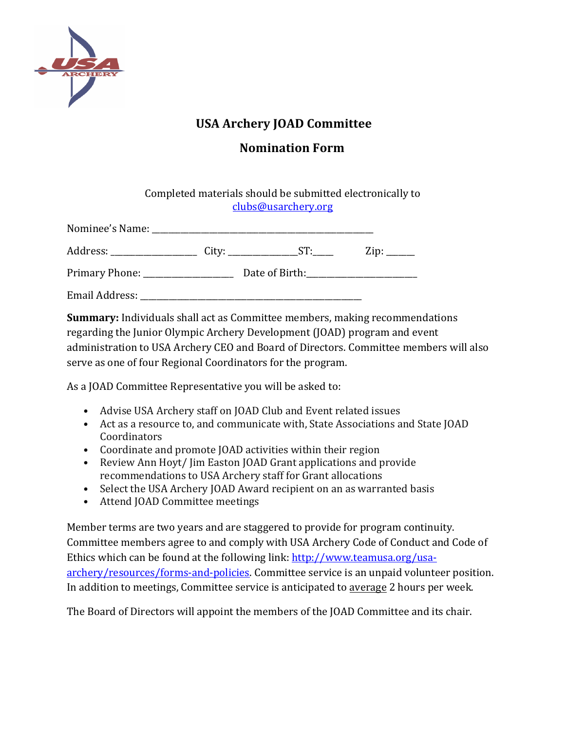# USA Archery JOAD Committee

## Nomination Form

Completed materials should be submitted electronically to clubs@usarchery.org

Nominee's Name: ____________________________________________________

Address: ____________________ City: ________________ST:_____ Zip: ______

Primary Phone: _____________________ Date of Birth:__________________________

Email Address: ____________________________________________________

**Summary:** Individuals shall act as Committee members, making recommendations regarding the Junior Olympic Archery Development (JOAD) program and event administration to USA Archery CEO and Board of Directors. Committee members will also serve as one of four Regional Coordinators for the program.

As a JOAD Committee Representative you will be asked to:

- Advise USA Archery staff on JOAD Club and Event related issues
- Act as a resource to, and communicate with, State Associations and State JOAD Coordinators
- Coordinate and promote JOAD activities within their region
- Review Ann Hoyt/ Jim Easton JOAD Grant applications and provide recommendations to USA Archery staff for Grant allocations
- Select the USA Archery JOAD Award recipient on an as warranted basis
- Attend JOAD Committee meetings

Member terms are two years and are staggered to provide for program continuity. Committee members agree to and comply with USA Archery Code of Conduct and Code of Ethics which can be found at the following link: http://www.teamusa.org/usa-archery/resources/forms-and-policies. Committee service is an unpaid volunteer position. In addition to meetings, Committee service is anticipated to average 2 hours per week.

The Board of Directors will appoint the members of the JOAD Committee and its chair.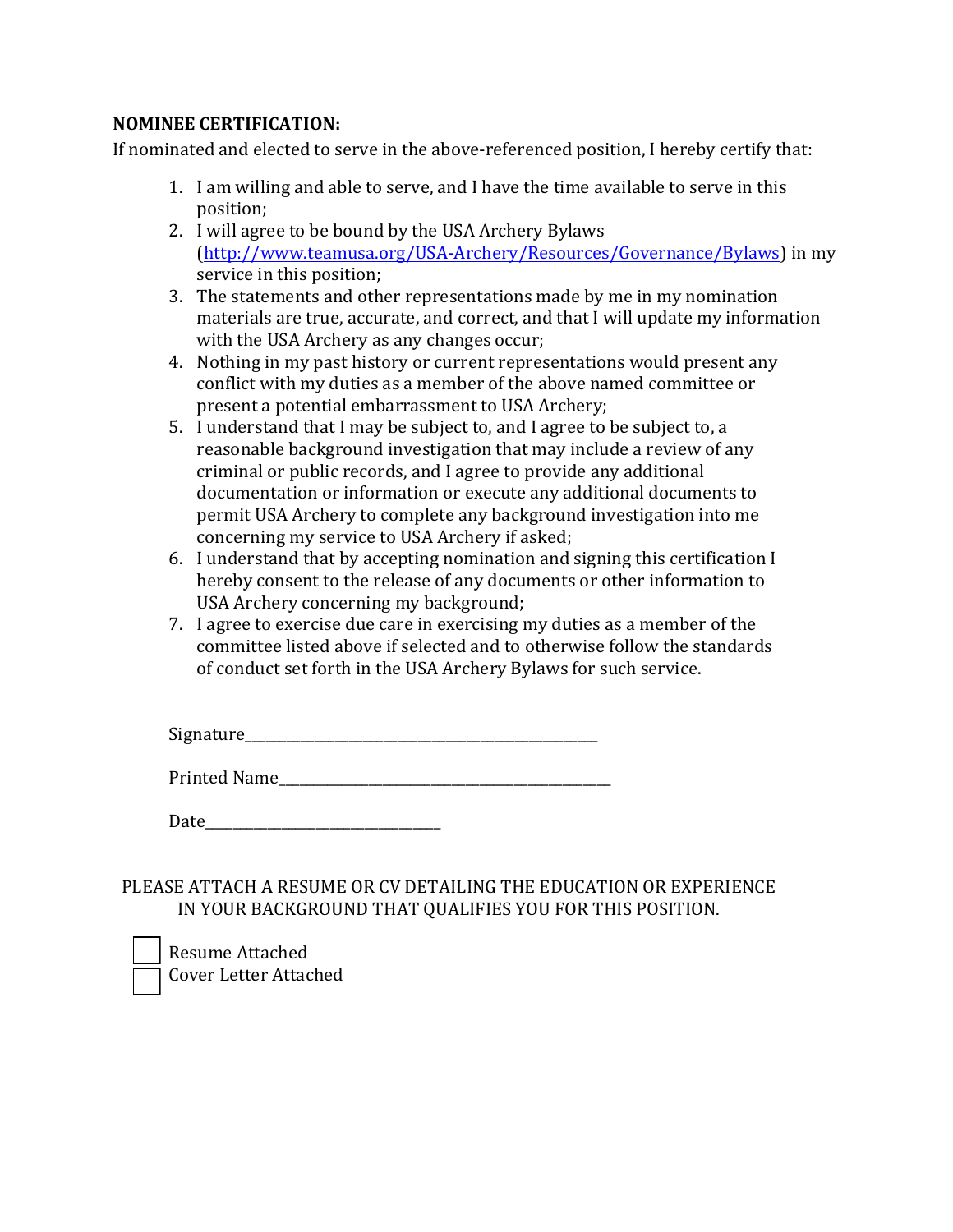**NOMINEE CERTIFICATION:**

If nominated and elected to serve in the above-referenced position, I hereby certify that:

1. I am willing and able to serve, and I have the time available to serve in this position;
2. I will agree to be bound by the USA Archery Bylaws (http://www.teamusa.org/USA-Archery/Resources/Governance/Bylaws) in my service in this position;
3. The statements and other representations made by me in my nomination materials are true, accurate, and correct, and that I will update my information with the USA Archery as any changes occur;
4. Nothing in my past history or current representations would present any conflict with my duties as a member of the above named committee or present a potential embarrassment to USA Archery;
5. I understand that I may be subject to, and I agree to be subject to, a reasonable background investigation that may include a review of any criminal or public records, and I agree to provide any additional documentation or information or execute any additional documents to permit USA Archery to complete any background investigation into me concerning my service to USA Archery if asked;
6. I understand that by accepting nomination and signing this certification I hereby consent to the release of any documents or other information to USA Archery concerning my background;
7. I agree to exercise due care in exercising my duties as a member of the committee listed above if selected and to otherwise follow the standards of conduct set forth in the USA Archery Bylaws for such service.

Signature_______________________________________________

Printed Name____________________________________________

Date________________________________

PLEASE ATTACH A RESUME OR CV DETAILING THE EDUCATION OR EXPERIENCE IN YOUR BACKGROUND THAT QUALIFIES YOU FOR THIS POSITION.

☐ Resume Attached

☐ Cover Letter Attached